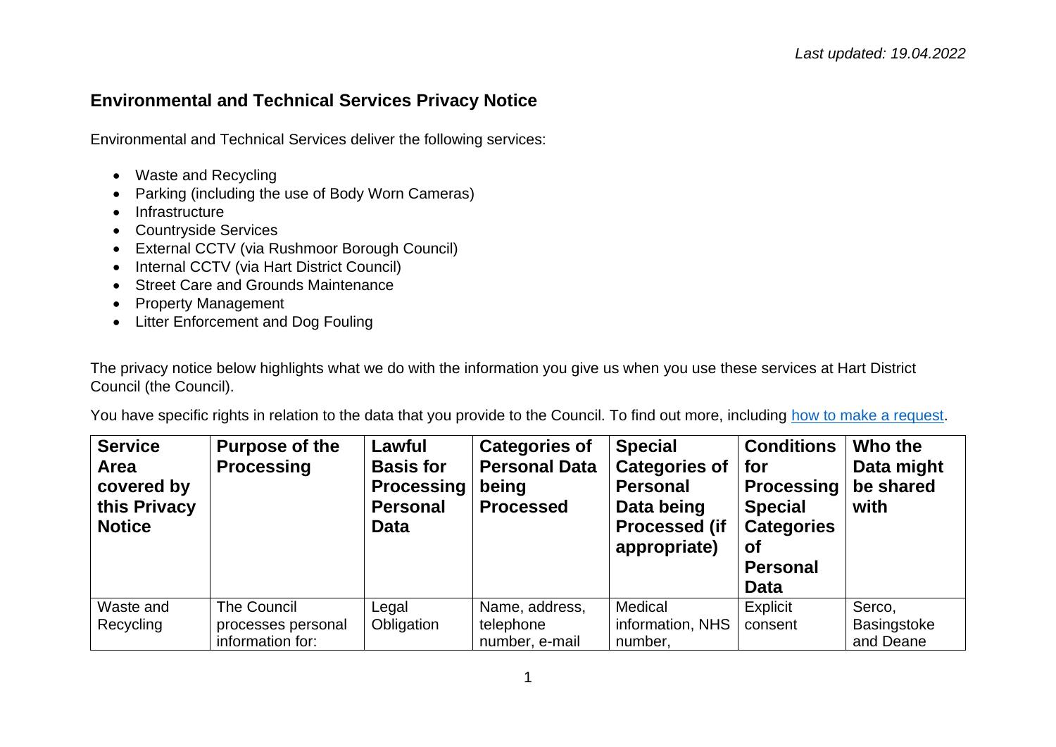*Last updated: 19.04.2022*

## Environmental and Technical Services Privacy Notice

Environmental and Technical Services deliver the following services:

- Waste and Recycling
- Parking (including the use of Body Worn Cameras)
- Infrastructure
- Countryside Services
- External CCTV (via Rushmoor Borough Council)
- Internal CCTV (via Hart District Council)
- Street Care and Grounds Maintenance
- Property Management
- Litter Enforcement and Dog Fouling

The privacy notice below highlights what we do with the information you give us when you use these services at Hart District Council (the Council).

You have specific rights in relation to the data that you provide to the Council. To find out more, including [how to make a request](how to make a request).

| Service Area covered by this Privacy Notice | Purpose of the Processing | Lawful Basis for Processing Personal Data | Categories of Personal Data being Processed | Special Categories of Personal Data being Processed (if appropriate) | Conditions for Processing Special Categories of Personal Data | Who the Data might be shared with |
|---|---|---|---|---|---|---|
| Waste and Recycling | The Council processes personal information for: | Legal Obligation | Name, address, telephone number, e-mail | Medical information, NHS number, | Explicit consent | Serco, Basingstoke and Deane |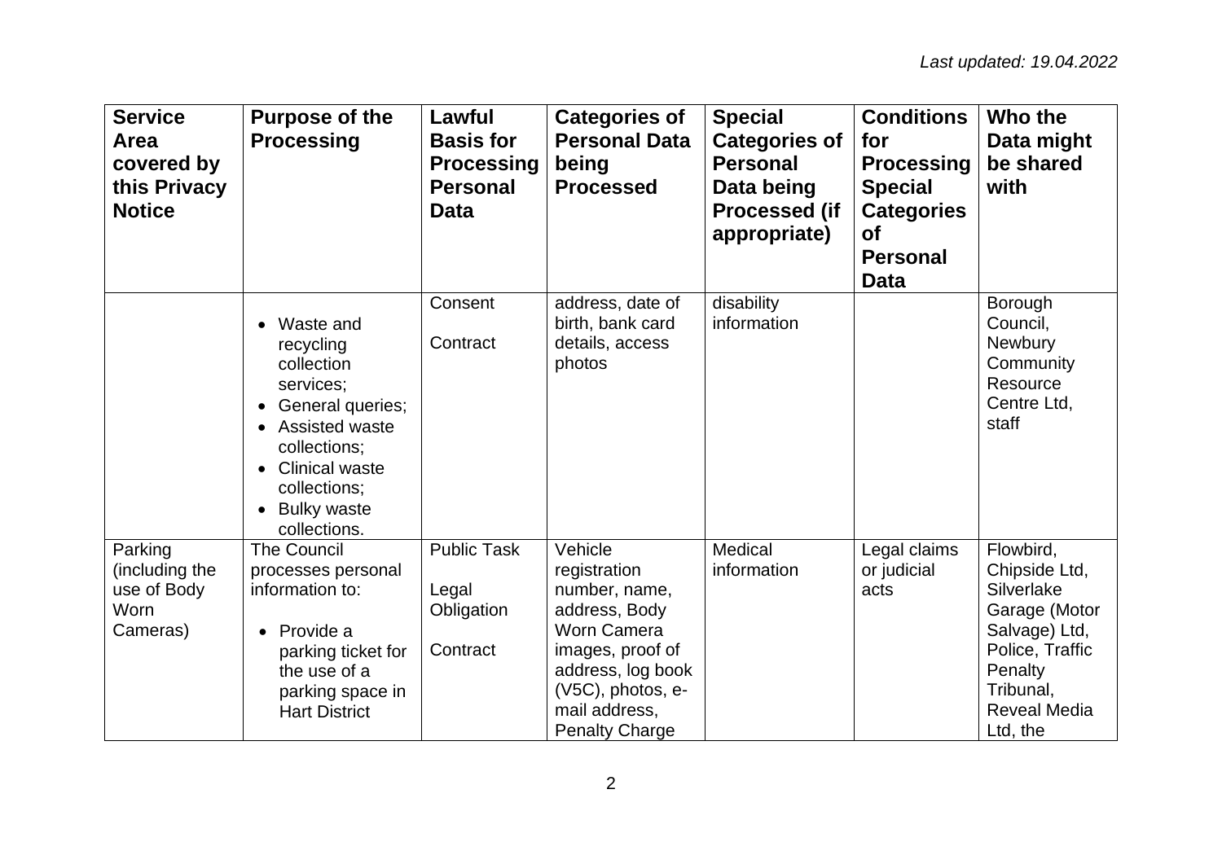*Last updated: 19.04.2022*

| Service Area covered by this Privacy Notice | Purpose of the Processing | Lawful Basis for Processing Personal Data | Categories of Personal Data being Processed | Special Categories of Personal Data being Processed (if appropriate) | Conditions for Processing Special Categories of Personal Data | Who the Data might be shared with |
|---|---|---|---|---|---|---|
| | • Waste and recycling collection services;<br>• General queries;<br>• Assisted waste collections;<br>• Clinical waste collections;<br>• Bulky waste collections. | Consent<br><br>Contract | address, date of birth, bank card details, access photos | disability information | | Borough Council, Newbury Community Resource Centre Ltd, staff |
| Parking (including the use of Body Worn Cameras) | The Council processes personal information to:<br><br>• Provide a parking ticket for the use of a parking space in Hart District | Public Task<br><br>Legal Obligation<br><br>Contract | Vehicle registration number, name, address, Body Worn Camera images, proof of address, log book (V5C), photos, e-mail address, Penalty Charge | Medical information | Legal claims or judicial acts | Flowbird, Chipside Ltd, Silverlake Garage (Motor Salvage) Ltd, Police, Traffic Penalty Tribunal, Reveal Media Ltd, the |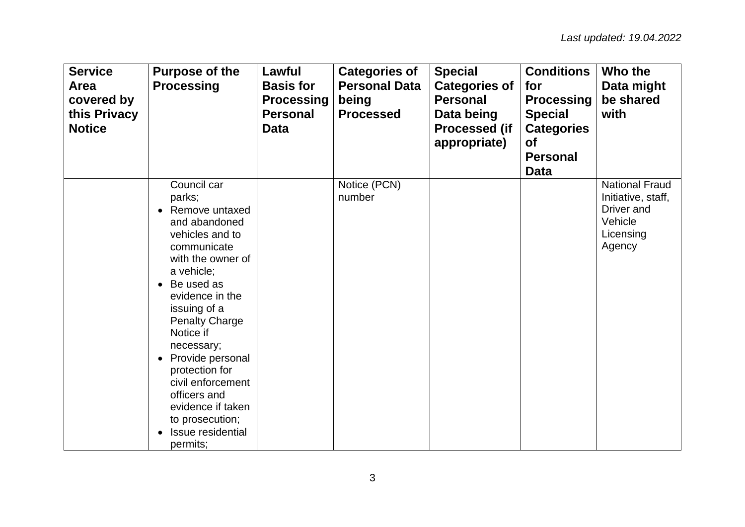*Last updated: 19.04.2022*

| Service Area covered by this Privacy Notice | Purpose of the Processing | Lawful Basis for Processing Personal Data | Categories of Personal Data being Processed | Special Categories of Personal Data being Processed (if appropriate) | Conditions for Processing Special Categories of Personal Data | Who the Data might be shared with |
|---|---|---|---|---|---|---|
| | Council car parks;<br>• Remove untaxed and abandoned vehicles and to communicate with the owner of a vehicle;<br>• Be used as evidence in the issuing of a Penalty Charge Notice if necessary;<br>• Provide personal protection for civil enforcement officers and evidence if taken to prosecution;<br>• Issue residential permits; | | Notice (PCN) number | | | National Fraud Initiative, staff, Driver and Vehicle Licensing Agency |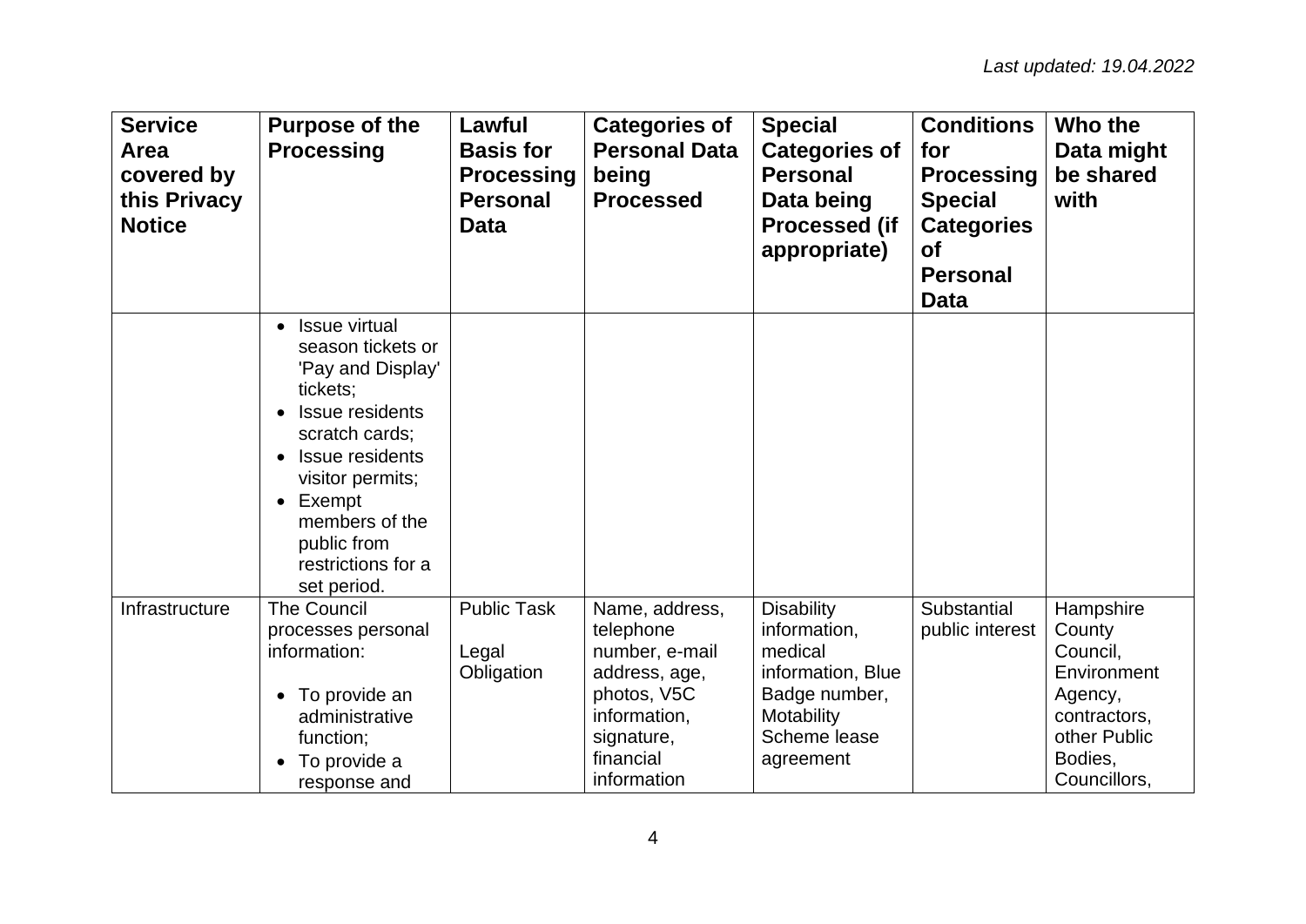*Last updated: 19.04.2022*

| Service Area covered by this Privacy Notice | Purpose of the Processing | Lawful Basis for Processing Personal Data | Categories of Personal Data being Processed | Special Categories of Personal Data being Processed (if appropriate) | Conditions for Processing Special Categories of Personal Data | Who the Data might be shared with |
|---|---|---|---|---|---|---|
| | • Issue virtual season tickets or 'Pay and Display' tickets;<br>• Issue residents scratch cards;<br>• Issue residents visitor permits;<br>• Exempt members of the public from restrictions for a set period. | | | | | |
| Infrastructure | The Council processes personal information:<br><br>• To provide an administrative function;<br>• To provide a response and | Public Task<br><br>Legal Obligation | Name, address, telephone number, e-mail address, age, photos, V5C information, signature, financial information | Disability information, medical information, Blue Badge number, Motability Scheme lease agreement | Substantial public interest | Hampshire County Council, Environment Agency, contractors, other Public Bodies, Councillors, |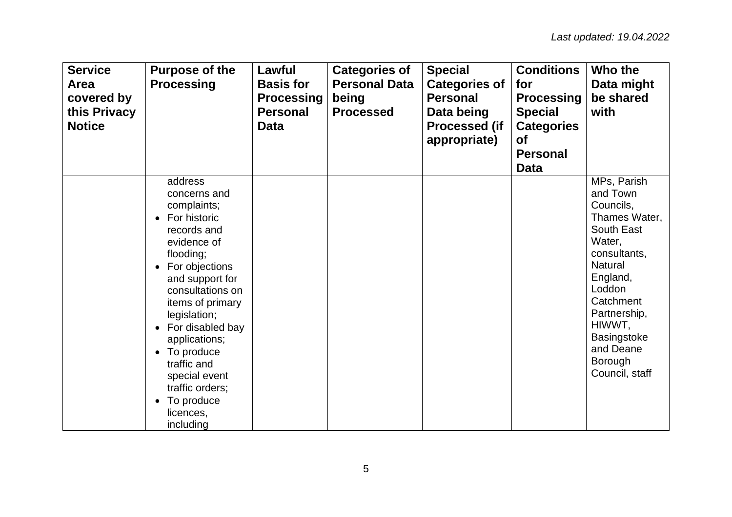*Last updated: 19.04.2022*

| Service Area covered by this Privacy Notice | Purpose of the Processing | Lawful Basis for Processing Personal Data | Categories of Personal Data being Processed | Special Categories of Personal Data being Processed (if appropriate) | Conditions for Processing Special Categories of Personal Data | Who the Data might be shared with |
|---|---|---|---|---|---|---|
| | address concerns and complaints;<br>• For historic records and evidence of flooding;<br>• For objections and support for consultations on items of primary legislation;<br>• For disabled bay applications;<br>• To produce traffic and special event traffic orders;<br>• To produce licences, including | | | | | MPs, Parish and Town Councils, Thames Water, South East Water, consultants, Natural England, Loddon Catchment Partnership, HIWWT, Basingstoke and Deane Borough Council, staff |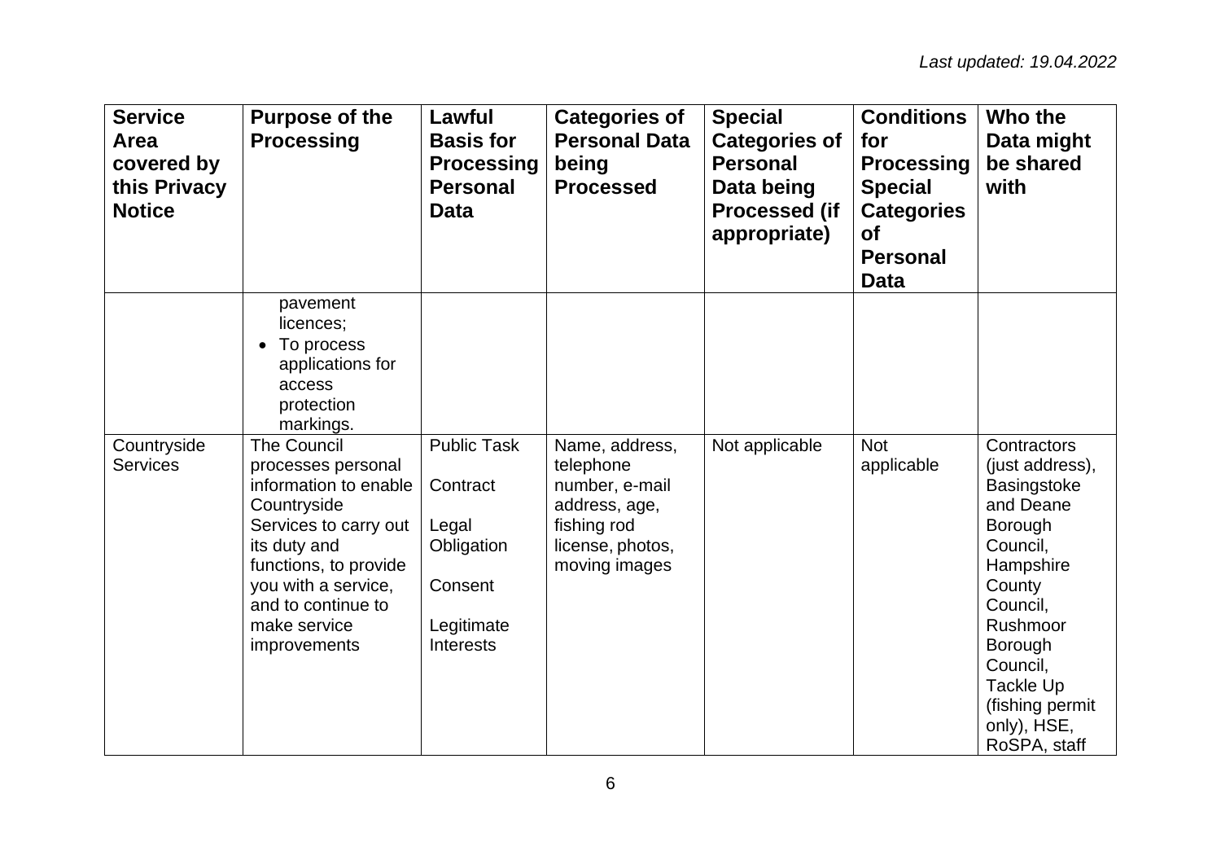*Last updated: 19.04.2022*

| Service Area covered by this Privacy Notice | Purpose of the Processing | Lawful Basis for Processing Personal Data | Categories of Personal Data being Processed | Special Categories of Personal Data being Processed (if appropriate) | Conditions for Processing Special Categories of Personal Data | Who the Data might be shared with |
|---|---|---|---|---|---|---|
| | pavement licences;<br>• To process applications for access protection markings. | | | | | |
| Countryside Services | The Council processes personal information to enable Countryside Services to carry out its duty and functions, to provide you with a service, and to continue to make service improvements | Public Task<br><br>Contract<br><br>Legal Obligation<br><br>Consent<br><br>Legitimate Interests | Name, address, telephone number, e-mail address, age, fishing rod license, photos, moving images | Not applicable | Not applicable | Contractors (just address), Basingstoke and Deane Borough Council, Hampshire County Council, Rushmoor Borough Council, Tackle Up (fishing permit only), HSE, RoSPA, staff |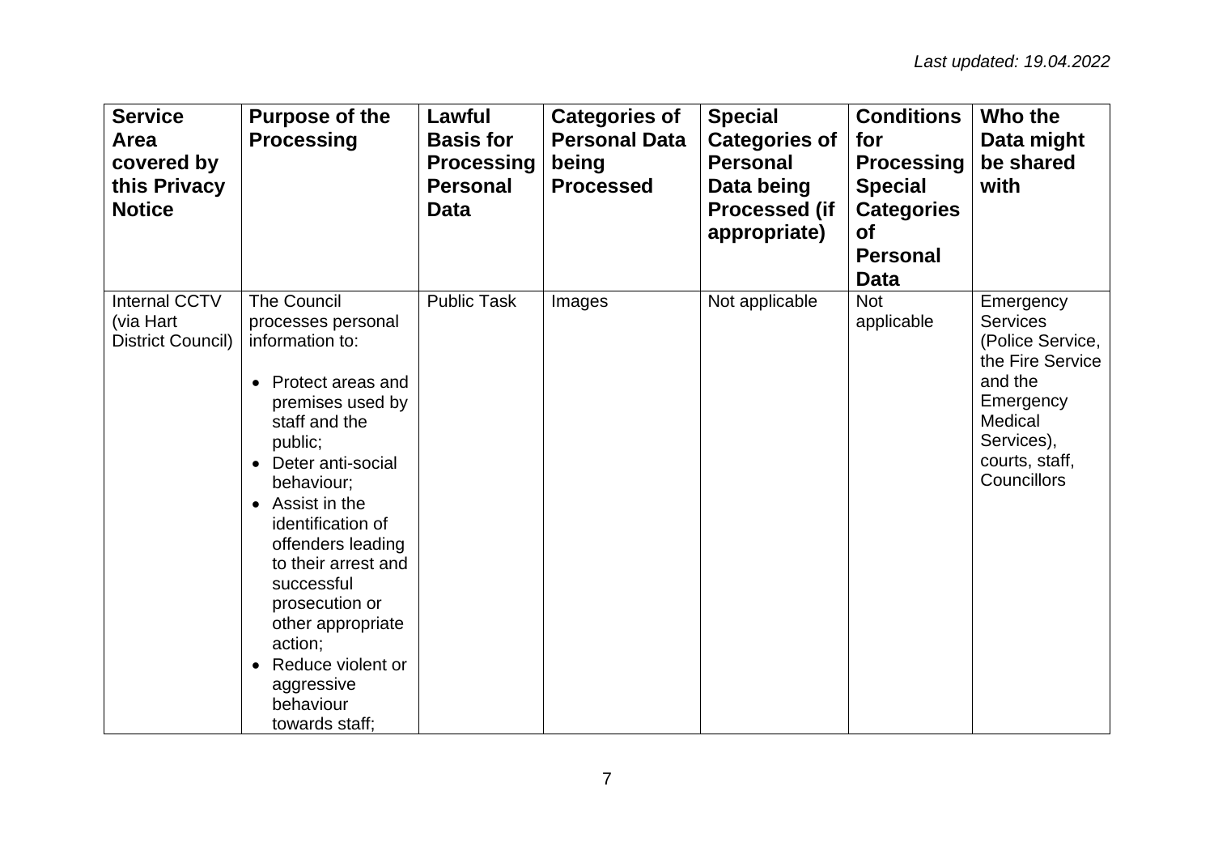*Last updated: 19.04.2022*

| Service Area covered by this Privacy Notice | Purpose of the Processing | Lawful Basis for Processing Personal Data | Categories of Personal Data being Processed | Special Categories of Personal Data being Processed (if appropriate) | Conditions for Processing Special Categories of Personal Data | Who the Data might be shared with |
|---|---|---|---|---|---|---|
| Internal CCTV (via Hart District Council) | The Council processes personal information to:<br><br>• Protect areas and premises used by staff and the public;<br>• Deter anti-social behaviour;<br>• Assist in the identification of offenders leading to their arrest and successful prosecution or other appropriate action;<br>• Reduce violent or aggressive behaviour towards staff; | Public Task | Images | Not applicable | Not applicable | Emergency Services (Police Service, the Fire Service and the Emergency Medical Services), courts, staff, Councillors |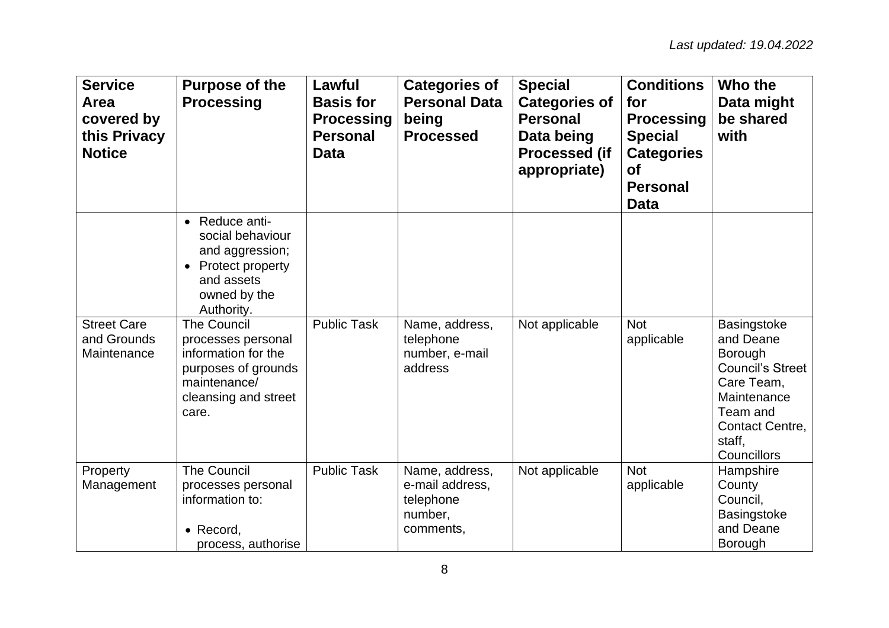*Last updated: 19.04.2022*

| Service Area covered by this Privacy Notice | Purpose of the Processing | Lawful Basis for Processing Personal Data | Categories of Personal Data being Processed | Special Categories of Personal Data being Processed (if appropriate) | Conditions for Processing Special Categories of Personal Data | Who the Data might be shared with |
|---|---|---|---|---|---|---|
| | • Reduce anti-social behaviour and aggression; <br> • Protect property and assets owned by the Authority. | | | | | |
| Street Care and Grounds Maintenance | The Council processes personal information for the purposes of grounds maintenance/ cleansing and street care. | Public Task | Name, address, telephone number, e-mail address | Not applicable | Not applicable | Basingstoke and Deane Borough Council's Street Care Team, Maintenance Team and Contact Centre, staff, Councillors |
| Property Management | The Council processes personal information to: <br><br> • Record, process, authorise | Public Task | Name, address, e-mail address, telephone number, comments, | Not applicable | Not applicable | Hampshire County Council, Basingstoke and Deane Borough |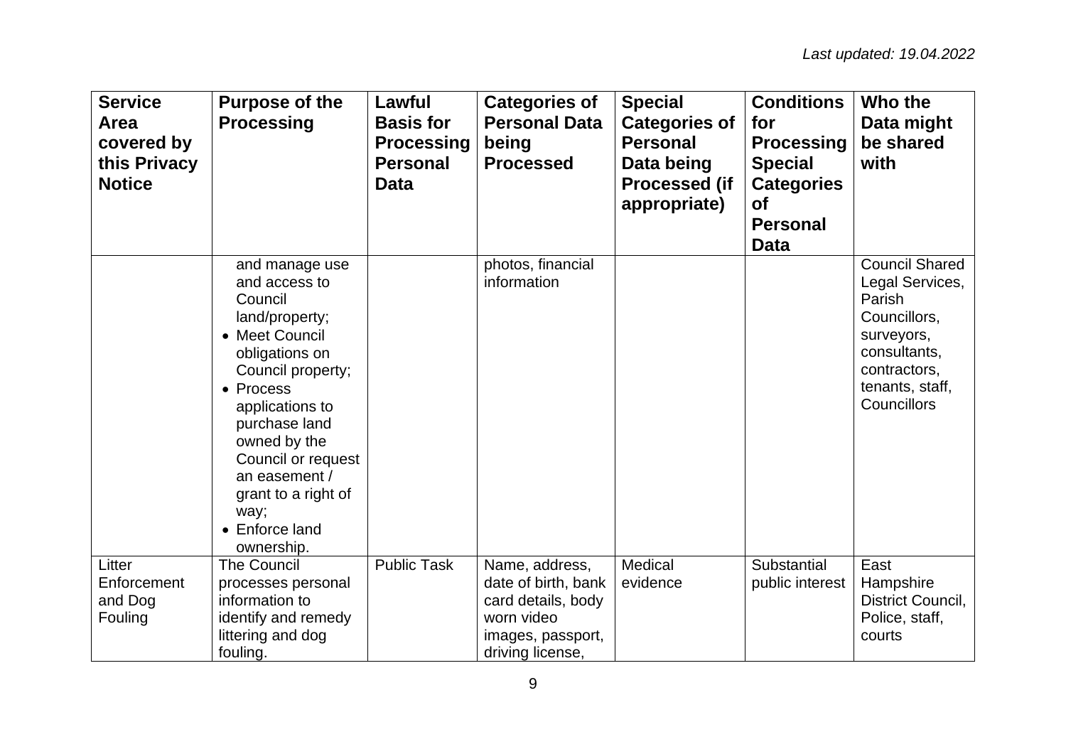| Service Area covered by this Privacy Notice | Purpose of the Processing | Lawful Basis for Processing Personal Data | Categories of Personal Data being Processed | Special Categories of Personal Data being Processed (if appropriate) | Conditions for Processing Special Categories of Personal Data | Who the Data might be shared with |
|---|---|---|---|---|---|---|
| | and manage use and access to Council land/property;<br>• Meet Council obligations on Council property;<br>• Process applications to purchase land owned by the Council or request an easement / grant to a right of way;<br>• Enforce land ownership. | | photos, financial information | | | Council Shared Legal Services, Parish Councillors, surveyors, consultants, contractors, tenants, staff, Councillors |
| Litter Enforcement and Dog Fouling | The Council processes personal information to identify and remedy littering and dog fouling. | Public Task | Name, address, date of birth, bank card details, body worn video images, passport, driving license, | Medical evidence | Substantial public interest | East Hampshire District Council, Police, staff, courts |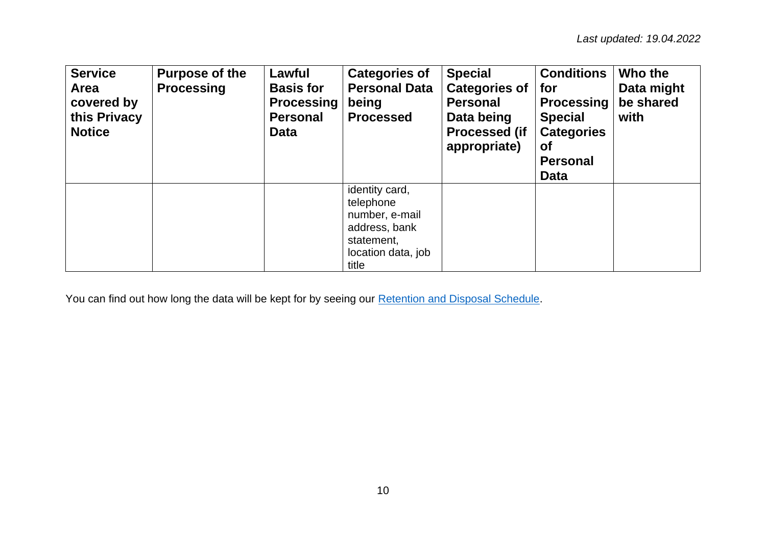*Last updated: 19.04.2022*

| Service Area covered by this Privacy Notice | Purpose of the Processing | Lawful Basis for Processing Personal Data | Categories of Personal Data being Processed | Special Categories of Personal Data being Processed (if appropriate) | Conditions for Processing Special Categories of Personal Data | Who the Data might be shared with |
|---|---|---|---|---|---|---|
| | | | identity card, telephone number, e-mail address, bank statement, location data, job title | | | |

You can find out how long the data will be kept for by seeing our Retention and Disposal Schedule.